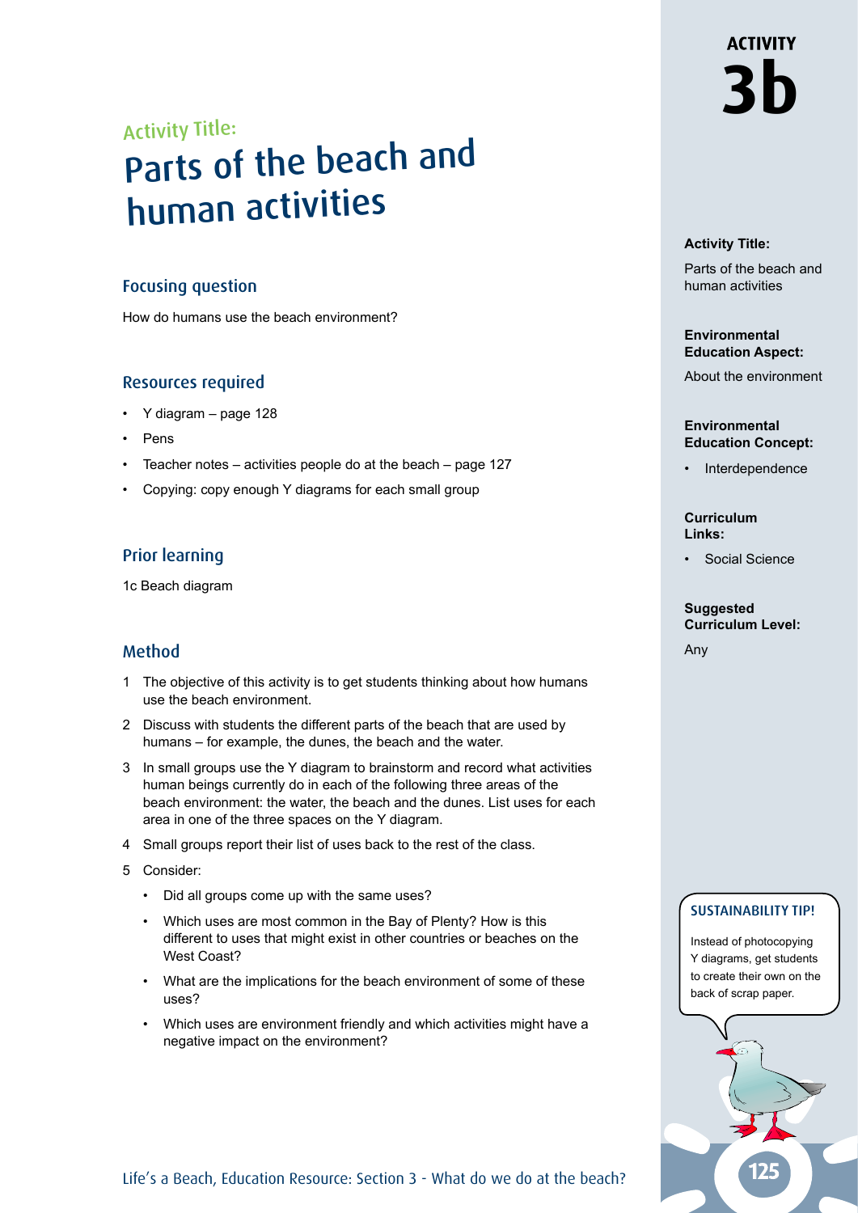# ACTIVITY 3b

## Activity Title:

# Parts of the beach and human activities

### Focusing question

How do humans use the beach environment?

### Resources required

- Y diagram – page 128
- Pens
- Teacher notes – activities people do at the beach – page 127
- Copying: copy enough Y diagrams for each small group

### Prior learning

1c Beach diagram

### Method

1. The objective of this activity is to get students thinking about how humans use the beach environment.
2. Discuss with students the different parts of the beach that are used by humans – for example, the dunes, the beach and the water.
3. In small groups use the Y diagram to brainstorm and record what activities human beings currently do in each of the following three areas of the beach environment: the water, the beach and the dunes. List uses for each area in one of the three spaces on the Y diagram.
4. Small groups report their list of uses back to the rest of the class.
5. Consider:
   - Did all groups come up with the same uses?
   - Which uses are most common in the Bay of Plenty? How is this different to uses that might exist in other countries or beaches on the West Coast?
   - What are the implications for the beach environment of some of these uses?
   - Which uses are environment friendly and which activities might have a negative impact on the environment?

**Activity Title:**

Parts of the beach and human activities

**Environmental Education Aspect:**

About the environment

**Environmental Education Concept:**

- Interdependence

**Curriculum Links:**

- Social Science

**Suggested Curriculum Level:**

Any

**SUSTAINABILITY TIP!**

Instead of photocopying Y diagrams, get students to create their own on the back of scrap paper.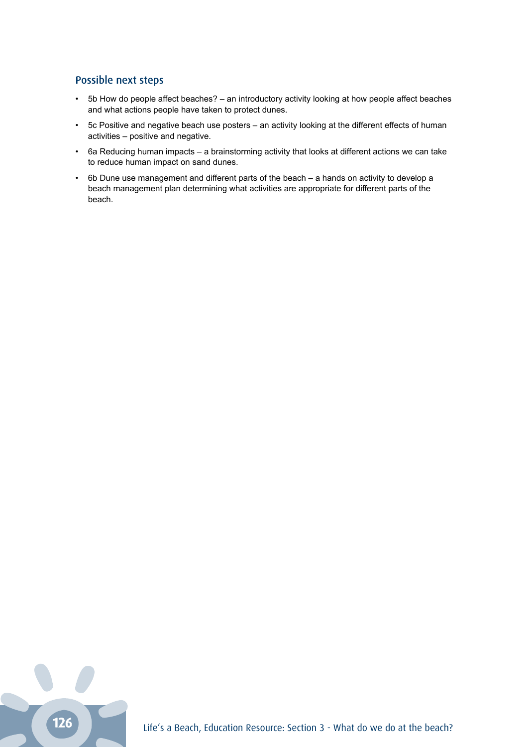## Possible next steps

- 5b How do people affect beaches? – an introductory activity looking at how people affect beaches and what actions people have taken to protect dunes.
- 5c Positive and negative beach use posters – an activity looking at the different effects of human activities – positive and negative.
- 6a Reducing human impacts – a brainstorming activity that looks at different actions we can take to reduce human impact on sand dunes.
- 6b Dune use management and different parts of the beach – a hands on activity to develop a beach management plan determining what activities are appropriate for different parts of the beach.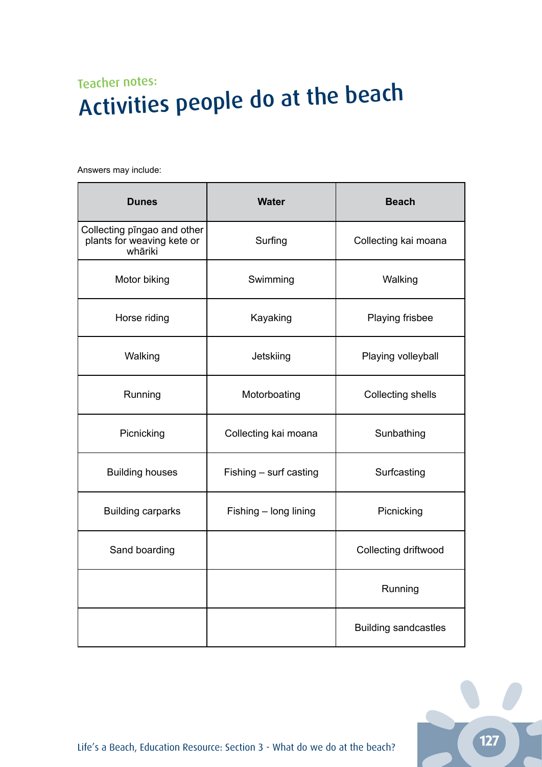Teacher notes:

# Activities people do at the beach

Answers may include:

| Dunes | Water | Beach |
|---|---|---|
| Collecting pīngao and other plants for weaving kete or whāriki | Surfing | Collecting kai moana |
| Motor biking | Swimming | Walking |
| Horse riding | Kayaking | Playing frisbee |
| Walking | Jetskiing | Playing volleyball |
| Running | Motorboating | Collecting shells |
| Picnicking | Collecting kai moana | Sunbathing |
| Building houses | Fishing – surf casting | Surfcasting |
| Building carparks | Fishing – long lining | Picnicking |
| Sand boarding | | Collecting driftwood |
| | | Running |
| | | Building sandcastles |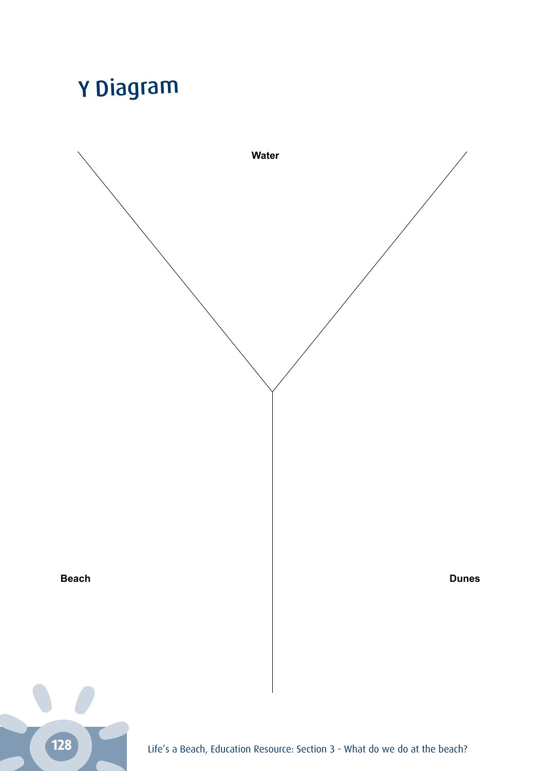# Y Diagram

Water

Beach

Dunes